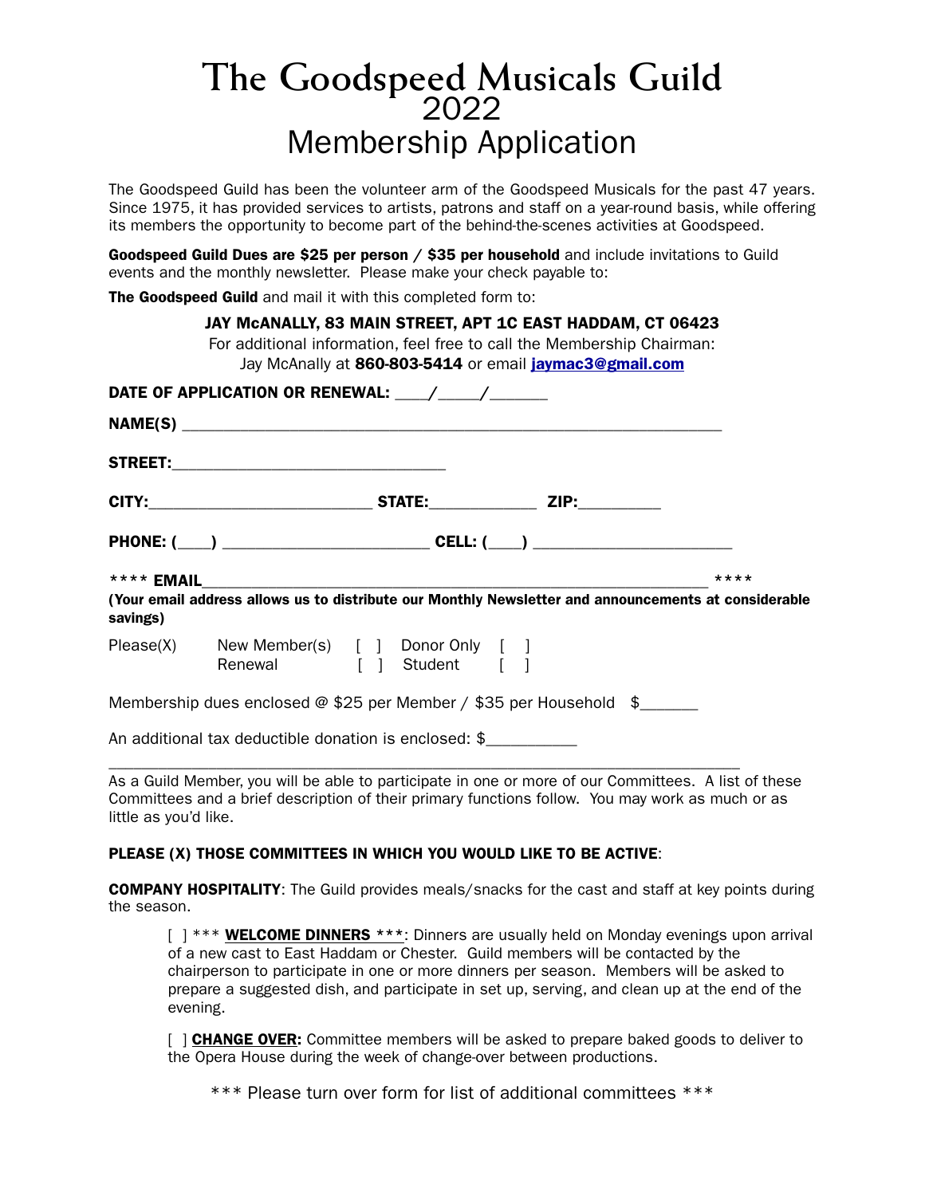# The Goodspeed Musicals Guild
## 2022
## Membership Application

The Goodspeed Guild has been the volunteer arm of the Goodspeed Musicals for the past 47 years. Since 1975, it has provided services to artists, patrons and staff on a year-round basis, while offering its members the opportunity to become part of the behind-the-scenes activities at Goodspeed.

**Goodspeed Guild Dues are $25 per person / $35 per household** and include invitations to Guild events and the monthly newsletter. Please make your check payable to:

**The Goodspeed Guild** and mail it with this completed form to:

**JAY McANALLY, 83 MAIN STREET, APT 1C EAST HADDAM, CT 06423**
For additional information, feel free to call the Membership Chairman:
Jay McAnally at **860-803-5414** or email **jaymac3@gmail.com**

**DATE OF APPLICATION OR RENEWAL:** ____/_____/_______

**NAME(S)** ______________________________________________________________

**STREET:**________________________________

**CITY:**__________________________ **STATE:**____________ **ZIP:**_________

**PHONE: (____)** _______________________ **CELL: (____)** ______________________

**\*\*\*\* EMAIL**___________________________________________________________ \*\*\*\*
**(Your email address allows us to distribute our Monthly Newsletter and announcements at considerable savings)**

Please(X) New Member(s) [ ] Donor Only [ ]
Renewal [ ] Student [ ]

Membership dues enclosed @ $25 per Member / $35 per Household $_______

An additional tax deductible donation is enclosed: $___________

---

As a Guild Member, you will be able to participate in one or more of our Committees. A list of these Committees and a brief description of their primary functions follow. You may work as much or as little as you'd like.

**PLEASE (X) THOSE COMMITTEES IN WHICH YOU WOULD LIKE TO BE ACTIVE**:

**COMPANY HOSPITALITY**: The Guild provides meals/snacks for the cast and staff at key points during the season.

[ ] *** **WELCOME DINNERS *****: Dinners are usually held on Monday evenings upon arrival of a new cast to East Haddam or Chester. Guild members will be contacted by the chairperson to participate in one or more dinners per season. Members will be asked to prepare a suggested dish, and participate in set up, serving, and clean up at the end of the evening.

[ ] **CHANGE OVER:** Committee members will be asked to prepare baked goods to deliver to the Opera House during the week of change-over between productions.

*** Please turn over form for list of additional committees ***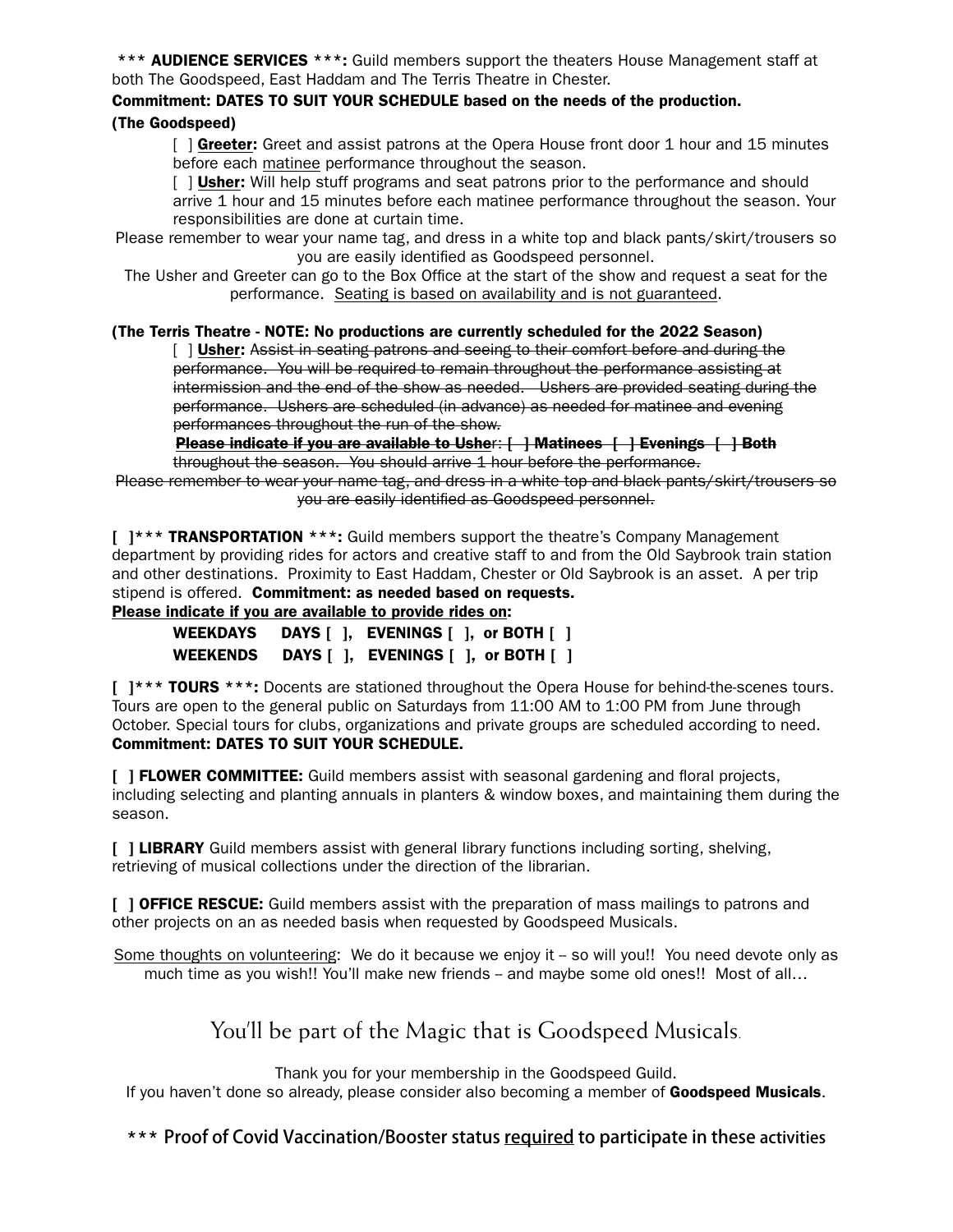**\*\*\* AUDIENCE SERVICES \*\*\*:** Guild members support the theaters House Management staff at both The Goodspeed, East Haddam and The Terris Theatre in Chester.

**Commitment: DATES TO SUIT YOUR SCHEDULE based on the needs of the production.**

**(The Goodspeed)**

[ ] **Greeter:** Greet and assist patrons at the Opera House front door 1 hour and 15 minutes before each matinee performance throughout the season.

[ ] **Usher:** Will help stuff programs and seat patrons prior to the performance and should arrive 1 hour and 15 minutes before each matinee performance throughout the season. Your responsibilities are done at curtain time.

Please remember to wear your name tag, and dress in a white top and black pants/skirt/trousers so you are easily identified as Goodspeed personnel.

The Usher and Greeter can go to the Box Office at the start of the show and request a seat for the performance. Seating is based on availability and is not guaranteed.

**(The Terris Theatre - NOTE: No productions are currently scheduled for the 2022 Season)**

[ ] **Usher:** ~~Assist in seating patrons and seeing to their comfort before and during the performance. You will be required to remain throughout the performance assisting at intermission and the end of the show as needed. Ushers are provided seating during the performance. Ushers are scheduled (in advance) as needed for matinee and evening performances throughout the run of the show.~~

~~**Please indicate if you are available to Usher: [ ] Matinees [ ] Evenings [ ] Both** throughout the season. You should arrive 1 hour before the performance.~~

~~Please remember to wear your name tag, and dress in a white top and black pants/skirt/trousers so you are easily identified as Goodspeed personnel.~~

**[ ]\*\*\* TRANSPORTATION \*\*\*:** Guild members support the theatre's Company Management department by providing rides for actors and creative staff to and from the Old Saybrook train station and other destinations. Proximity to East Haddam, Chester or Old Saybrook is an asset. A per trip stipend is offered. **Commitment: as needed based on requests.**

**Please indicate if you are available to provide rides on:**

**WEEKDAYS DAYS [ ], EVENINGS [ ], or BOTH [ ]**

**WEEKENDS DAYS [ ], EVENINGS [ ], or BOTH [ ]**

**[ ]\*\*\* TOURS \*\*\*:** Docents are stationed throughout the Opera House for behind-the-scenes tours. Tours are open to the general public on Saturdays from 11:00 AM to 1:00 PM from June through October. Special tours for clubs, organizations and private groups are scheduled according to need. **Commitment: DATES TO SUIT YOUR SCHEDULE.**

**[ ] FLOWER COMMITTEE:** Guild members assist with seasonal gardening and floral projects, including selecting and planting annuals in planters & window boxes, and maintaining them during the season.

**[ ] LIBRARY** Guild members assist with general library functions including sorting, shelving, retrieving of musical collections under the direction of the librarian.

**[ ] OFFICE RESCUE:** Guild members assist with the preparation of mass mailings to patrons and other projects on an as needed basis when requested by Goodspeed Musicals.

Some thoughts on volunteering: We do it because we enjoy it -- so will you!! You need devote only as much time as you wish!! You'll make new friends -- and maybe some old ones!! Most of all…

You'll be part of the Magic that is Goodspeed Musicals.

Thank you for your membership in the Goodspeed Guild.
If you haven't done so already, please consider also becoming a member of **Goodspeed Musicals**.

**\*\*\* Proof of Covid Vaccination/Booster status required to participate in these activities**